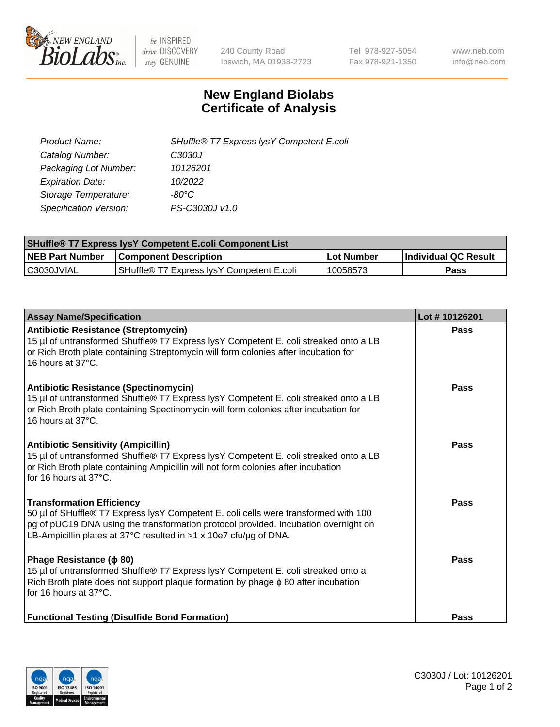# New England Biolabs
# Certificate of Analysis

| | |
|---|---|
| *Product Name:* | *SHuffle® T7 Express lysY Competent E.coli* |
| *Catalog Number:* | *C3030J* |
| *Packaging Lot Number:* | *10126201* |
| *Expiration Date:* | *10/2022* |
| *Storage Temperature:* | *-80°C* |
| *Specification Version:* | *PS-C3030J v1.0* |

| **SHuffle® T7 Express lysY Competent E.coli Component List** | | | |
|---|---|---|---|
| **NEB Part Number** | **Component Description** | **Lot Number** | **Individual QC Result** |
| C3030JVIAL | SHuffle® T7 Express lysY Competent E.coli | 10058573 | **Pass** |

| **Assay Name/Specification** | **Lot # 10126201** |
|---|---|
| **Antibiotic Resistance (Streptomycin)**<br>15 µl of untransformed Shuffle® T7 Express lysY Competent E. coli streaked onto a LB or Rich Broth plate containing Streptomycin will form colonies after incubation for 16 hours at 37°C. | **Pass** |
| **Antibiotic Resistance (Spectinomycin)**<br>15 µl of untransformed Shuffle® T7 Express lysY Competent E. coli streaked onto a LB or Rich Broth plate containing Spectinomycin will form colonies after incubation for 16 hours at 37°C. | **Pass** |
| **Antibiotic Sensitivity (Ampicillin)**<br>15 µl of untransformed Shuffle® T7 Express lysY Competent E. coli streaked onto a LB or Rich Broth plate containing Ampicillin will not form colonies after incubation for 16 hours at 37°C. | **Pass** |
| **Transformation Efficiency**<br>50 µl of SHuffle® T7 Express lysY Competent E. coli cells were transformed with 100 pg of pUC19 DNA using the transformation protocol provided. Incubation overnight on LB-Ampicillin plates at 37°C resulted in >1 x 10e7 cfu/µg of DNA. | **Pass** |
| **Phage Resistance (ϕ 80)**<br>15 µl of untransformed Shuffle® T7 Express lysY Competent E. coli streaked onto a Rich Broth plate does not support plaque formation by phage ϕ 80 after incubation for 16 hours at 37°C. | **Pass** |
| **Functional Testing (Disulfide Bond Formation)** | **Pass** |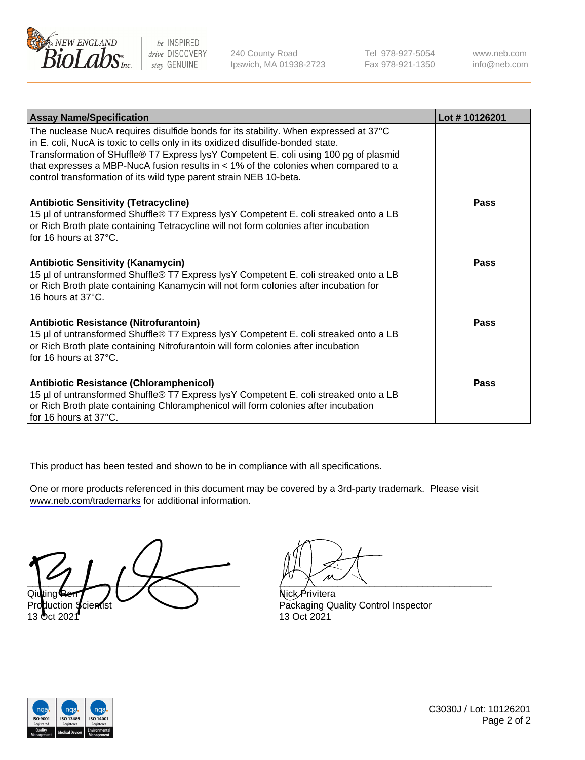| Assay Name/Specification | Lot # 10126201 |
|---|---|
| The nuclease NucA requires disulfide bonds for its stability. When expressed at 37°C in E. coli, NucA is toxic to cells only in its oxidized disulfide-bonded state. Transformation of SHuffle® T7 Express lysY Competent E. coli using 100 pg of plasmid that expresses a MBP-NucA fusion results in < 1% of the colonies when compared to a control transformation of its wild type parent strain NEB 10-beta. | |
| **Antibiotic Sensitivity (Tetracycline)**<br>15 µl of untransformed Shuffle® T7 Express lysY Competent E. coli streaked onto a LB or Rich Broth plate containing Tetracycline will not form colonies after incubation for 16 hours at 37°C. | **Pass** |
| **Antibiotic Sensitivity (Kanamycin)**<br>15 µl of untransformed Shuffle® T7 Express lysY Competent E. coli streaked onto a LB or Rich Broth plate containing Kanamycin will not form colonies after incubation for 16 hours at 37°C. | **Pass** |
| **Antibiotic Resistance (Nitrofurantoin)**<br>15 µl of untransformed Shuffle® T7 Express lysY Competent E. coli streaked onto a LB or Rich Broth plate containing Nitrofurantoin will form colonies after incubation for 16 hours at 37°C. | **Pass** |
| **Antibiotic Resistance (Chloramphenicol)**<br>15 µl of untransformed Shuffle® T7 Express lysY Competent E. coli streaked onto a LB or Rich Broth plate containing Chloramphenicol will form colonies after incubation for 16 hours at 37°C. | **Pass** |

This product has been tested and shown to be in compliance with all specifications.

One or more products referenced in this document may be covered by a 3rd-party trademark. Please visit www.neb.com/trademarks for additional information.

Qiuting Ren
Production Scientist
13 Oct 2021

Nick Privitera
Packaging Quality Control Inspector
13 Oct 2021

C3030J / Lot: 10126201